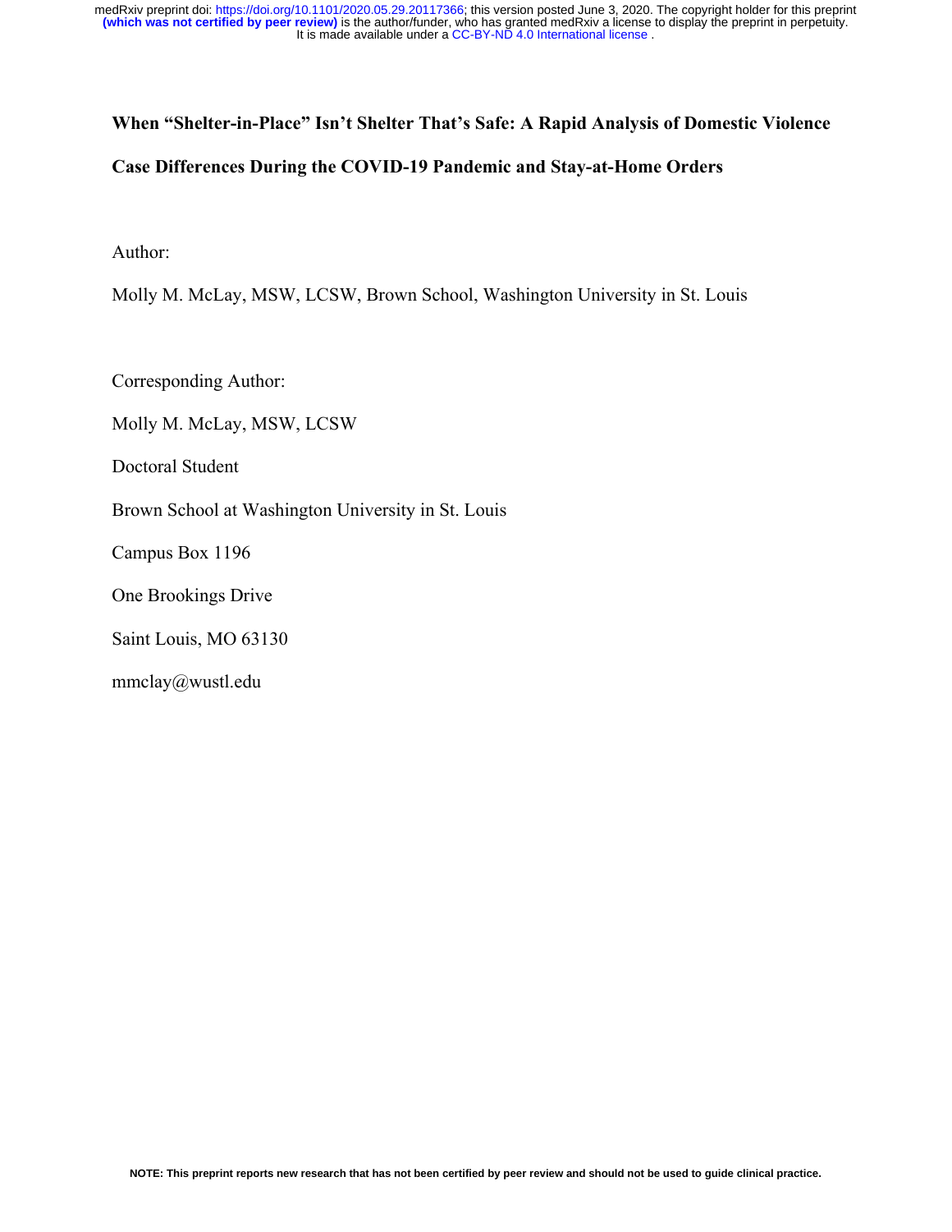# When "Shelter-in-Place" Isn't Shelter That's Safe: A Rapid Analysis of Domestic Violence Case Differences During the COVID-19 Pandemic and Stay-at-Home Orders

Author:

Molly M. McLay, MSW, LCSW, Brown School, Washington University in St. Louis

Corresponding Author:

Molly M. McLay, MSW, LCSW

Doctoral Student

Brown School at Washington University in St. Louis

Campus Box 1196

One Brookings Drive

Saint Louis, MO 63130

mmclay@wustl.edu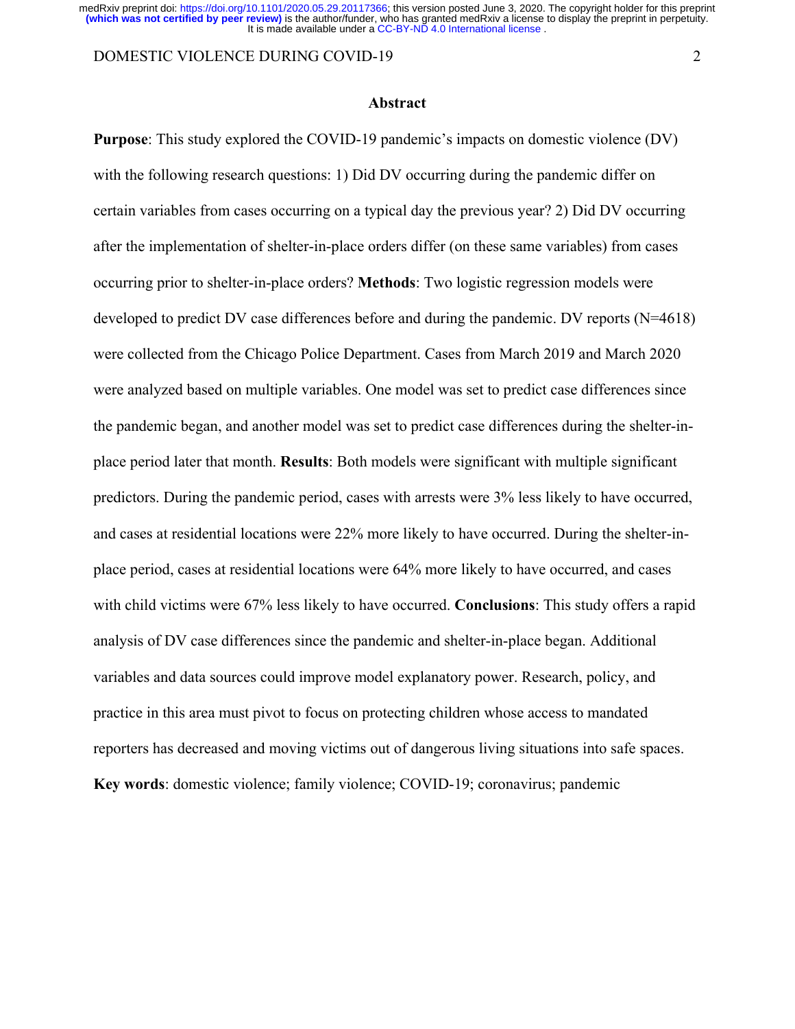## Abstract

**Purpose**: This study explored the COVID-19 pandemic's impacts on domestic violence (DV) with the following research questions: 1) Did DV occurring during the pandemic differ on certain variables from cases occurring on a typical day the previous year? 2) Did DV occurring after the implementation of shelter-in-place orders differ (on these same variables) from cases occurring prior to shelter-in-place orders? **Methods**: Two logistic regression models were developed to predict DV case differences before and during the pandemic. DV reports (N=4618) were collected from the Chicago Police Department. Cases from March 2019 and March 2020 were analyzed based on multiple variables. One model was set to predict case differences since the pandemic began, and another model was set to predict case differences during the shelter-in-place period later that month. **Results**: Both models were significant with multiple significant predictors. During the pandemic period, cases with arrests were 3% less likely to have occurred, and cases at residential locations were 22% more likely to have occurred. During the shelter-in-place period, cases at residential locations were 64% more likely to have occurred, and cases with child victims were 67% less likely to have occurred. **Conclusions**: This study offers a rapid analysis of DV case differences since the pandemic and shelter-in-place began. Additional variables and data sources could improve model explanatory power. Research, policy, and practice in this area must pivot to focus on protecting children whose access to mandated reporters has decreased and moving victims out of dangerous living situations into safe spaces.

**Key words**: domestic violence; family violence; COVID-19; coronavirus; pandemic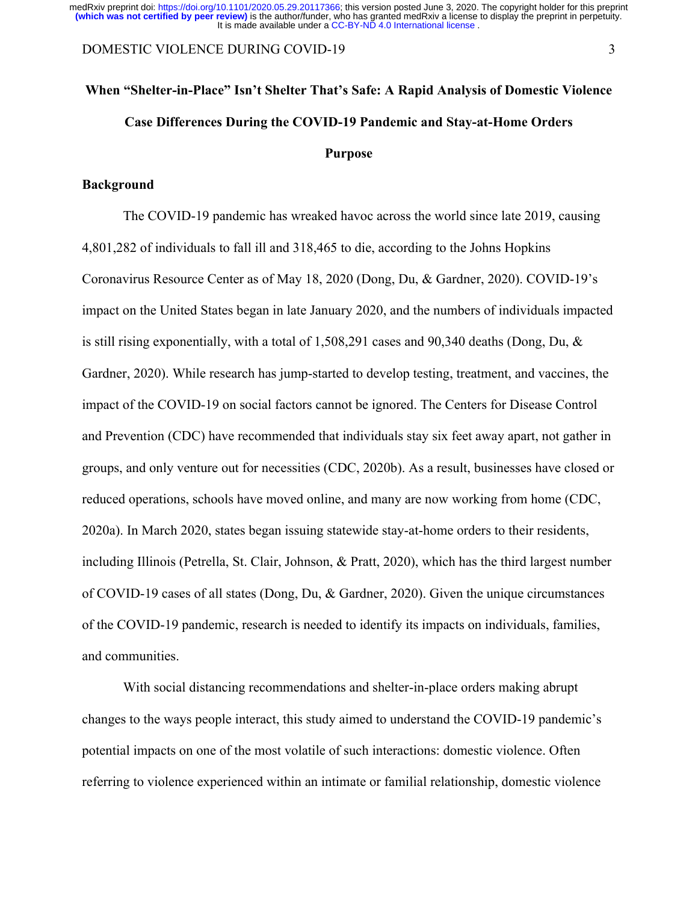# When "Shelter-in-Place" Isn't Shelter That's Safe: A Rapid Analysis of Domestic Violence Case Differences During the COVID-19 Pandemic and Stay-at-Home Orders

## Purpose

### Background

The COVID-19 pandemic has wreaked havoc across the world since late 2019, causing 4,801,282 of individuals to fall ill and 318,465 to die, according to the Johns Hopkins Coronavirus Resource Center as of May 18, 2020 (Dong, Du, & Gardner, 2020). COVID-19's impact on the United States began in late January 2020, and the numbers of individuals impacted is still rising exponentially, with a total of 1,508,291 cases and 90,340 deaths (Dong, Du, & Gardner, 2020). While research has jump-started to develop testing, treatment, and vaccines, the impact of the COVID-19 on social factors cannot be ignored. The Centers for Disease Control and Prevention (CDC) have recommended that individuals stay six feet away apart, not gather in groups, and only venture out for necessities (CDC, 2020b). As a result, businesses have closed or reduced operations, schools have moved online, and many are now working from home (CDC, 2020a). In March 2020, states began issuing statewide stay-at-home orders to their residents, including Illinois (Petrella, St. Clair, Johnson, & Pratt, 2020), which has the third largest number of COVID-19 cases of all states (Dong, Du, & Gardner, 2020). Given the unique circumstances of the COVID-19 pandemic, research is needed to identify its impacts on individuals, families, and communities.

With social distancing recommendations and shelter-in-place orders making abrupt changes to the ways people interact, this study aimed to understand the COVID-19 pandemic's potential impacts on one of the most volatile of such interactions: domestic violence. Often referring to violence experienced within an intimate or familial relationship, domestic violence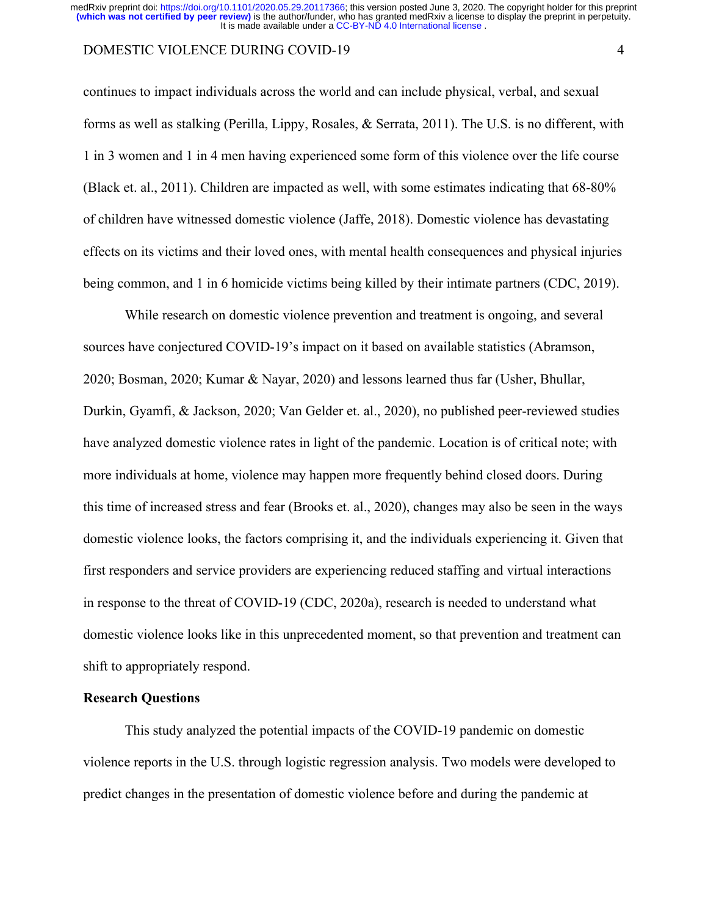continues to impact individuals across the world and can include physical, verbal, and sexual forms as well as stalking (Perilla, Lippy, Rosales, & Serrata, 2011). The U.S. is no different, with 1 in 3 women and 1 in 4 men having experienced some form of this violence over the life course (Black et. al., 2011). Children are impacted as well, with some estimates indicating that 68-80% of children have witnessed domestic violence (Jaffe, 2018). Domestic violence has devastating effects on its victims and their loved ones, with mental health consequences and physical injuries being common, and 1 in 6 homicide victims being killed by their intimate partners (CDC, 2019).

While research on domestic violence prevention and treatment is ongoing, and several sources have conjectured COVID-19's impact on it based on available statistics (Abramson, 2020; Bosman, 2020; Kumar & Nayar, 2020) and lessons learned thus far (Usher, Bhullar, Durkin, Gyamfi, & Jackson, 2020; Van Gelder et. al., 2020), no published peer-reviewed studies have analyzed domestic violence rates in light of the pandemic. Location is of critical note; with more individuals at home, violence may happen more frequently behind closed doors. During this time of increased stress and fear (Brooks et. al., 2020), changes may also be seen in the ways domestic violence looks, the factors comprising it, and the individuals experiencing it. Given that first responders and service providers are experiencing reduced staffing and virtual interactions in response to the threat of COVID-19 (CDC, 2020a), research is needed to understand what domestic violence looks like in this unprecedented moment, so that prevention and treatment can shift to appropriately respond.

**Research Questions**

This study analyzed the potential impacts of the COVID-19 pandemic on domestic violence reports in the U.S. through logistic regression analysis. Two models were developed to predict changes in the presentation of domestic violence before and during the pandemic at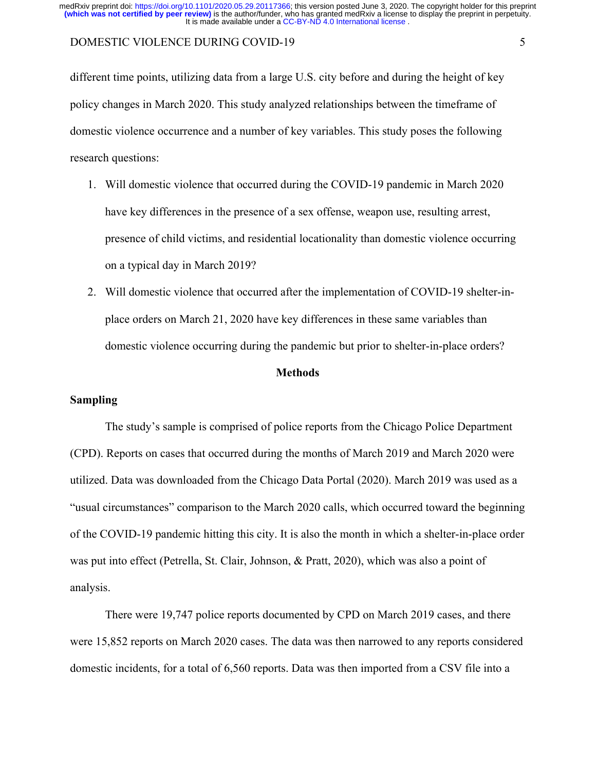different time points, utilizing data from a large U.S. city before and during the height of key policy changes in March 2020. This study analyzed relationships between the timeframe of domestic violence occurrence and a number of key variables. This study poses the following research questions:

1. Will domestic violence that occurred during the COVID-19 pandemic in March 2020 have key differences in the presence of a sex offense, weapon use, resulting arrest, presence of child victims, and residential locationality than domestic violence occurring on a typical day in March 2019?
2. Will domestic violence that occurred after the implementation of COVID-19 shelter-in-place orders on March 21, 2020 have key differences in these same variables than domestic violence occurring during the pandemic but prior to shelter-in-place orders?

## Methods

### Sampling

The study's sample is comprised of police reports from the Chicago Police Department (CPD). Reports on cases that occurred during the months of March 2019 and March 2020 were utilized. Data was downloaded from the Chicago Data Portal (2020). March 2019 was used as a "usual circumstances" comparison to the March 2020 calls, which occurred toward the beginning of the COVID-19 pandemic hitting this city. It is also the month in which a shelter-in-place order was put into effect (Petrella, St. Clair, Johnson, & Pratt, 2020), which was also a point of analysis.

There were 19,747 police reports documented by CPD on March 2019 cases, and there were 15,852 reports on March 2020 cases. The data was then narrowed to any reports considered domestic incidents, for a total of 6,560 reports. Data was then imported from a CSV file into a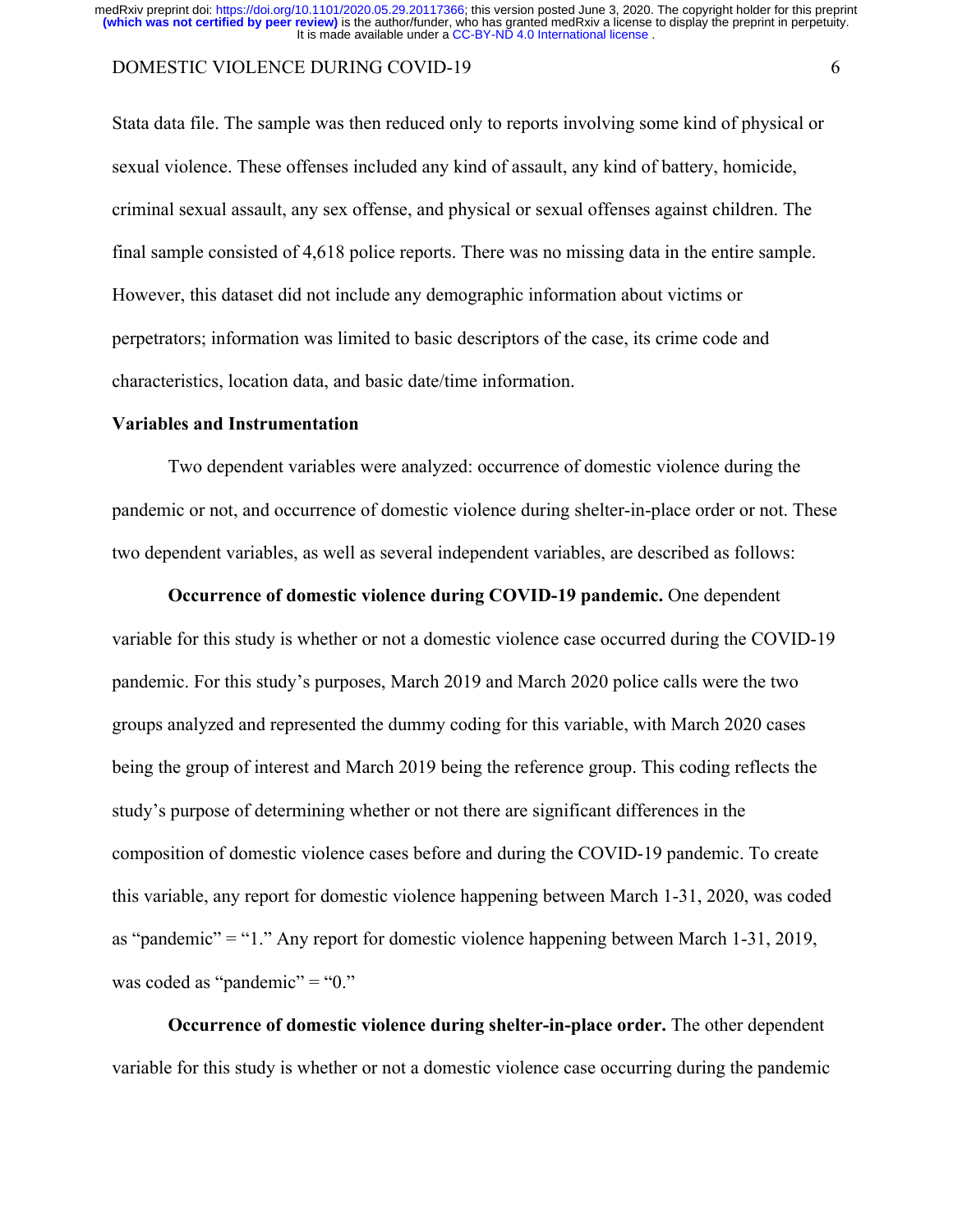Stata data file. The sample was then reduced only to reports involving some kind of physical or sexual violence. These offenses included any kind of assault, any kind of battery, homicide, criminal sexual assault, any sex offense, and physical or sexual offenses against children. The final sample consisted of 4,618 police reports. There was no missing data in the entire sample. However, this dataset did not include any demographic information about victims or perpetrators; information was limited to basic descriptors of the case, its crime code and characteristics, location data, and basic date/time information.

### Variables and Instrumentation

Two dependent variables were analyzed: occurrence of domestic violence during the pandemic or not, and occurrence of domestic violence during shelter-in-place order or not. These two dependent variables, as well as several independent variables, are described as follows:

**Occurrence of domestic violence during COVID-19 pandemic.** One dependent variable for this study is whether or not a domestic violence case occurred during the COVID-19 pandemic. For this study's purposes, March 2019 and March 2020 police calls were the two groups analyzed and represented the dummy coding for this variable, with March 2020 cases being the group of interest and March 2019 being the reference group. This coding reflects the study's purpose of determining whether or not there are significant differences in the composition of domestic violence cases before and during the COVID-19 pandemic. To create this variable, any report for domestic violence happening between March 1-31, 2020, was coded as "pandemic" = "1." Any report for domestic violence happening between March 1-31, 2019, was coded as "pandemic" = "0."

**Occurrence of domestic violence during shelter-in-place order.** The other dependent variable for this study is whether or not a domestic violence case occurring during the pandemic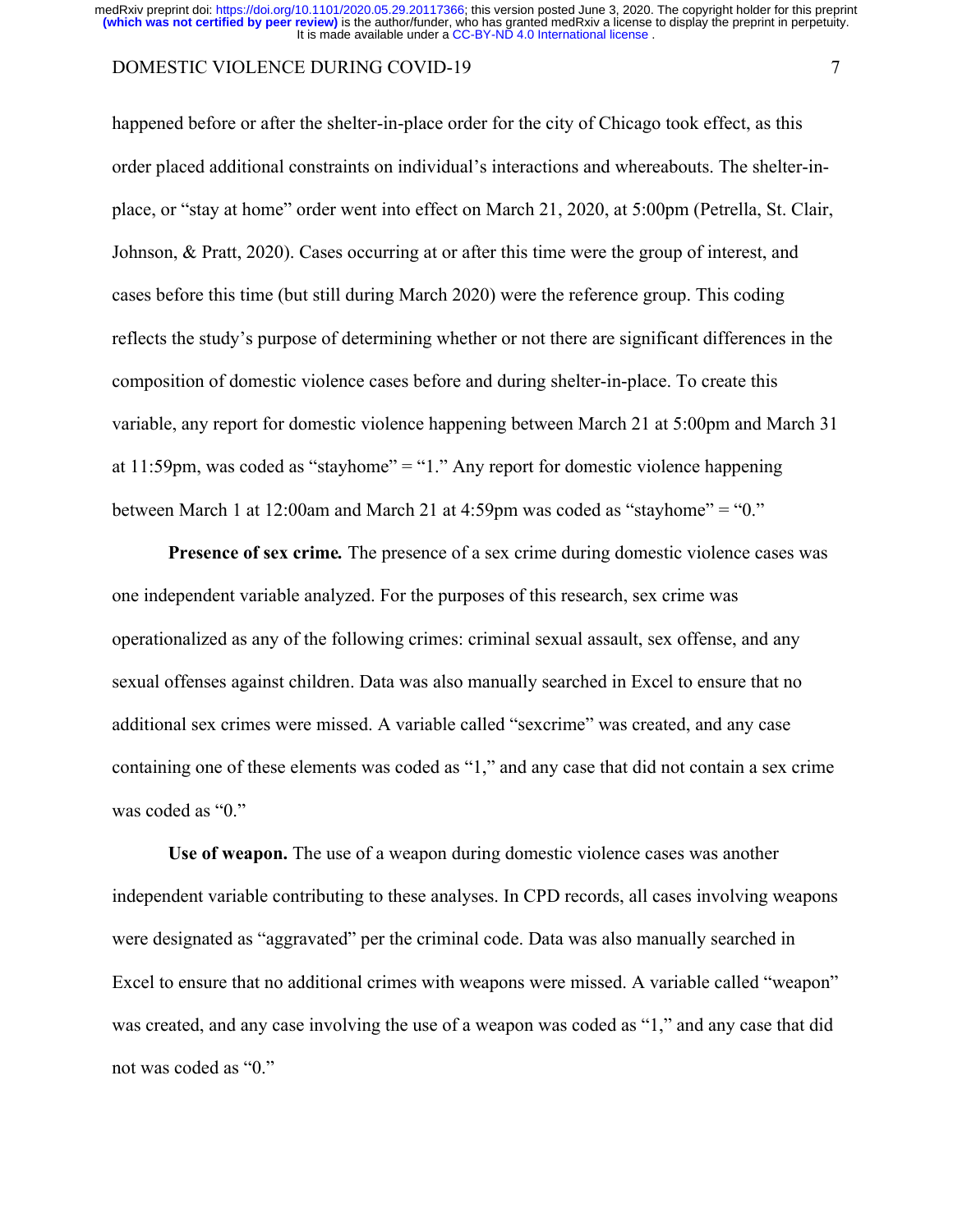happened before or after the shelter-in-place order for the city of Chicago took effect, as this order placed additional constraints on individual's interactions and whereabouts. The shelter-in-place, or "stay at home" order went into effect on March 21, 2020, at 5:00pm (Petrella, St. Clair, Johnson, & Pratt, 2020). Cases occurring at or after this time were the group of interest, and cases before this time (but still during March 2020) were the reference group. This coding reflects the study's purpose of determining whether or not there are significant differences in the composition of domestic violence cases before and during shelter-in-place. To create this variable, any report for domestic violence happening between March 21 at 5:00pm and March 31 at 11:59pm, was coded as "stayhome" = "1." Any report for domestic violence happening between March 1 at 12:00am and March 21 at 4:59pm was coded as "stayhome" = "0."

**Presence of sex crime.** The presence of a sex crime during domestic violence cases was one independent variable analyzed. For the purposes of this research, sex crime was operationalized as any of the following crimes: criminal sexual assault, sex offense, and any sexual offenses against children. Data was also manually searched in Excel to ensure that no additional sex crimes were missed. A variable called "sexcrime" was created, and any case containing one of these elements was coded as "1," and any case that did not contain a sex crime was coded as "0."

**Use of weapon.** The use of a weapon during domestic violence cases was another independent variable contributing to these analyses. In CPD records, all cases involving weapons were designated as "aggravated" per the criminal code. Data was also manually searched in Excel to ensure that no additional crimes with weapons were missed. A variable called "weapon" was created, and any case involving the use of a weapon was coded as "1," and any case that did not was coded as "0."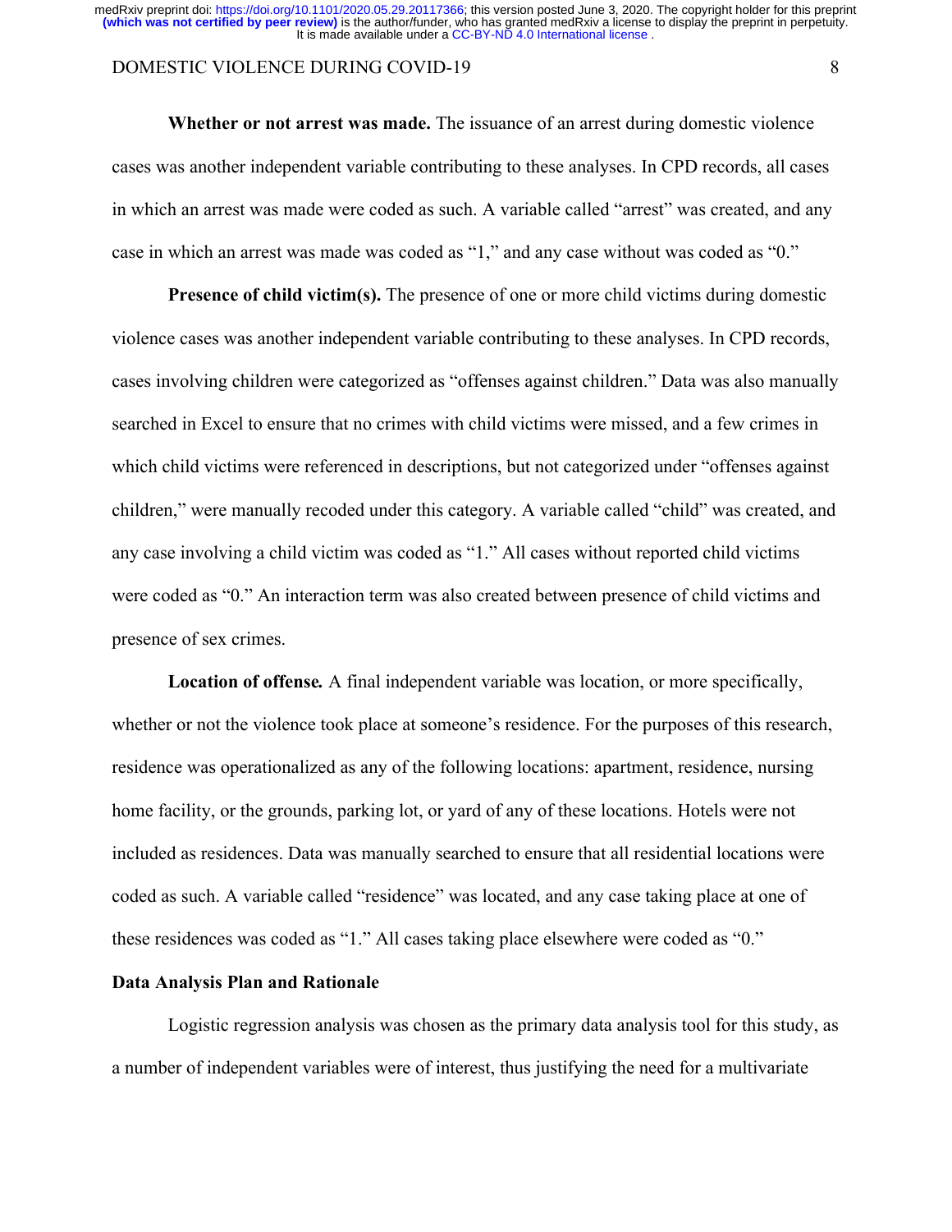**Whether or not arrest was made.** The issuance of an arrest during domestic violence cases was another independent variable contributing to these analyses. In CPD records, all cases in which an arrest was made were coded as such. A variable called "arrest" was created, and any case in which an arrest was made was coded as "1," and any case without was coded as "0."

**Presence of child victim(s).** The presence of one or more child victims during domestic violence cases was another independent variable contributing to these analyses. In CPD records, cases involving children were categorized as "offenses against children." Data was also manually searched in Excel to ensure that no crimes with child victims were missed, and a few crimes in which child victims were referenced in descriptions, but not categorized under "offenses against children," were manually recoded under this category. A variable called "child" was created, and any case involving a child victim was coded as "1." All cases without reported child victims were coded as "0." An interaction term was also created between presence of child victims and presence of sex crimes.

**Location of offense***.* A final independent variable was location, or more specifically, whether or not the violence took place at someone's residence. For the purposes of this research, residence was operationalized as any of the following locations: apartment, residence, nursing home facility, or the grounds, parking lot, or yard of any of these locations. Hotels were not included as residences. Data was manually searched to ensure that all residential locations were coded as such. A variable called "residence" was located, and any case taking place at one of these residences was coded as "1." All cases taking place elsewhere were coded as "0."

## Data Analysis Plan and Rationale

Logistic regression analysis was chosen as the primary data analysis tool for this study, as a number of independent variables were of interest, thus justifying the need for a multivariate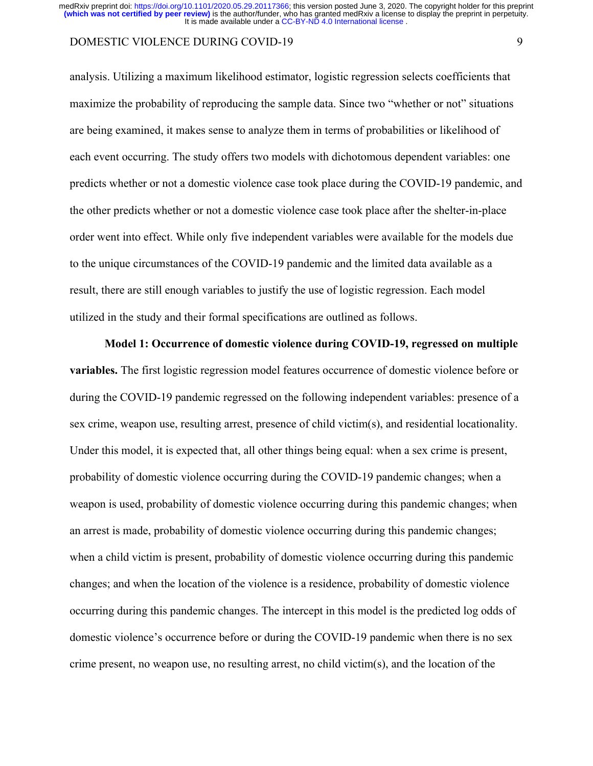analysis. Utilizing a maximum likelihood estimator, logistic regression selects coefficients that maximize the probability of reproducing the sample data. Since two "whether or not" situations are being examined, it makes sense to analyze them in terms of probabilities or likelihood of each event occurring. The study offers two models with dichotomous dependent variables: one predicts whether or not a domestic violence case took place during the COVID-19 pandemic, and the other predicts whether or not a domestic violence case took place after the shelter-in-place order went into effect. While only five independent variables were available for the models due to the unique circumstances of the COVID-19 pandemic and the limited data available as a result, there are still enough variables to justify the use of logistic regression. Each model utilized in the study and their formal specifications are outlined as follows.

**Model 1: Occurrence of domestic violence during COVID-19, regressed on multiple variables.** The first logistic regression model features occurrence of domestic violence before or during the COVID-19 pandemic regressed on the following independent variables: presence of a sex crime, weapon use, resulting arrest, presence of child victim(s), and residential locationality. Under this model, it is expected that, all other things being equal: when a sex crime is present, probability of domestic violence occurring during the COVID-19 pandemic changes; when a weapon is used, probability of domestic violence occurring during this pandemic changes; when an arrest is made, probability of domestic violence occurring during this pandemic changes; when a child victim is present, probability of domestic violence occurring during this pandemic changes; and when the location of the violence is a residence, probability of domestic violence occurring during this pandemic changes. The intercept in this model is the predicted log odds of domestic violence's occurrence before or during the COVID-19 pandemic when there is no sex crime present, no weapon use, no resulting arrest, no child victim(s), and the location of the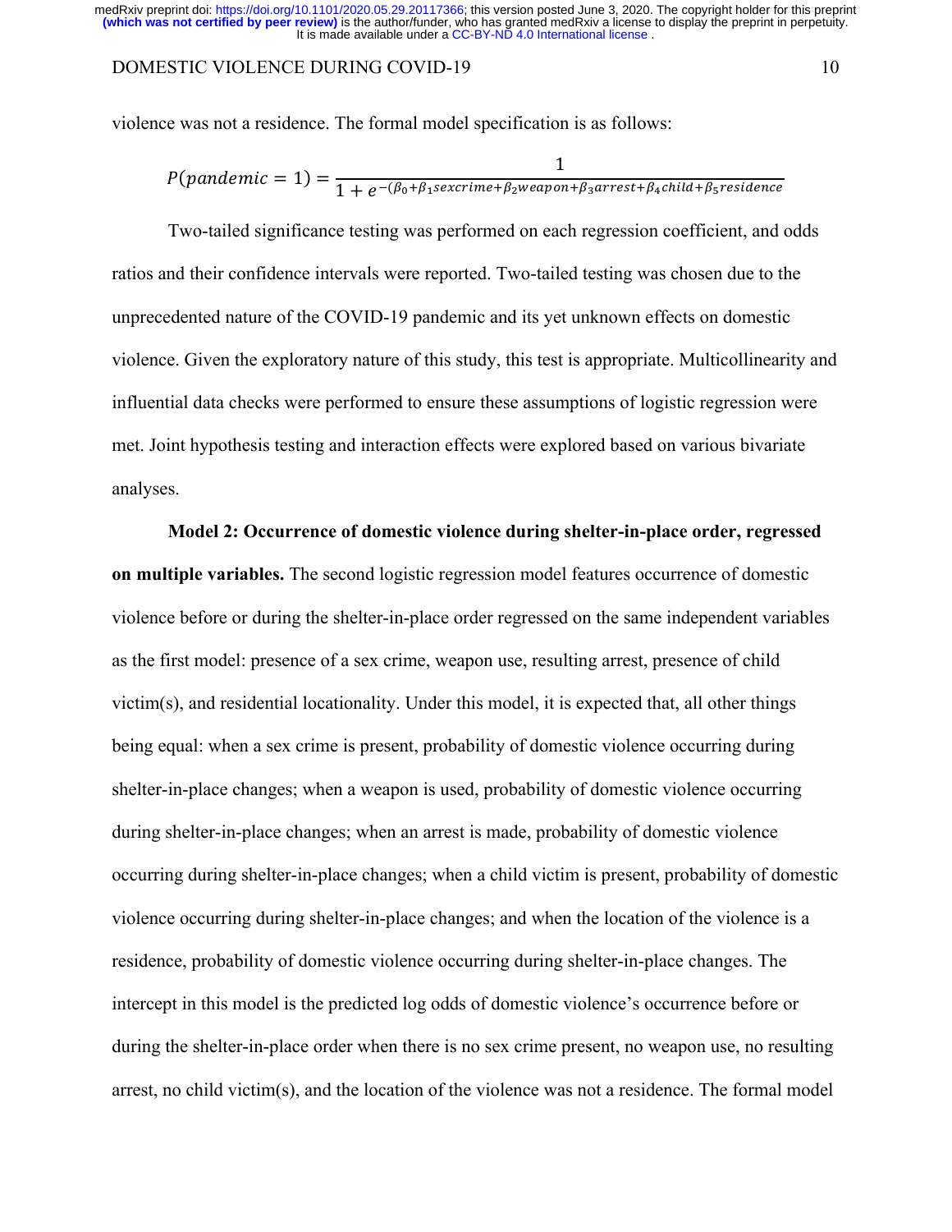violence was not a residence. The formal model specification is as follows:

$$P(pandemic = 1) = \frac{1}{1 + e^{-(\beta_0 + \beta_1 sexcrime + \beta_2 weapon + \beta_3 arrest + \beta_4 child + \beta_5 residence}}$$

Two-tailed significance testing was performed on each regression coefficient, and odds ratios and their confidence intervals were reported. Two-tailed testing was chosen due to the unprecedented nature of the COVID-19 pandemic and its yet unknown effects on domestic violence. Given the exploratory nature of this study, this test is appropriate. Multicollinearity and influential data checks were performed to ensure these assumptions of logistic regression were met. Joint hypothesis testing and interaction effects were explored based on various bivariate analyses.

**Model 2: Occurrence of domestic violence during shelter-in-place order, regressed on multiple variables.** The second logistic regression model features occurrence of domestic violence before or during the shelter-in-place order regressed on the same independent variables as the first model: presence of a sex crime, weapon use, resulting arrest, presence of child victim(s), and residential locationality. Under this model, it is expected that, all other things being equal: when a sex crime is present, probability of domestic violence occurring during shelter-in-place changes; when a weapon is used, probability of domestic violence occurring during shelter-in-place changes; when an arrest is made, probability of domestic violence occurring during shelter-in-place changes; when a child victim is present, probability of domestic violence occurring during shelter-in-place changes; and when the location of the violence is a residence, probability of domestic violence occurring during shelter-in-place changes. The intercept in this model is the predicted log odds of domestic violence's occurrence before or during the shelter-in-place order when there is no sex crime present, no weapon use, no resulting arrest, no child victim(s), and the location of the violence was not a residence. The formal model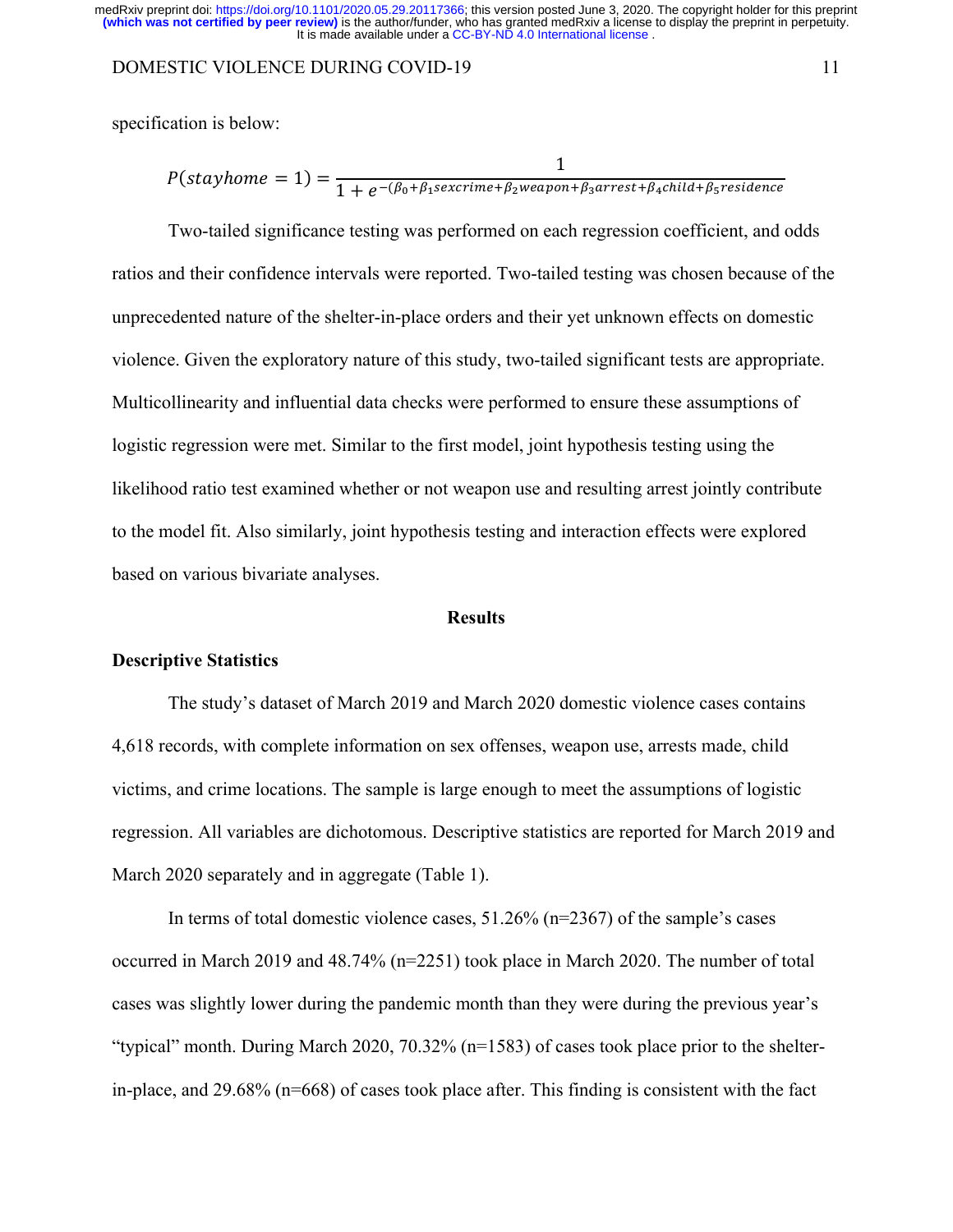specification is below:

$$P(stayhome = 1) = \frac{1}{1 + e^{-(\beta_0 + \beta_1 sexcrime + \beta_2 weapon + \beta_3 arrest + \beta_4 child + \beta_5 residence}}$$

Two-tailed significance testing was performed on each regression coefficient, and odds ratios and their confidence intervals were reported. Two-tailed testing was chosen because of the unprecedented nature of the shelter-in-place orders and their yet unknown effects on domestic violence. Given the exploratory nature of this study, two-tailed significant tests are appropriate. Multicollinearity and influential data checks were performed to ensure these assumptions of logistic regression were met. Similar to the first model, joint hypothesis testing using the likelihood ratio test examined whether or not weapon use and resulting arrest jointly contribute to the model fit. Also similarly, joint hypothesis testing and interaction effects were explored based on various bivariate analyses.

## Results

### Descriptive Statistics

The study's dataset of March 2019 and March 2020 domestic violence cases contains 4,618 records, with complete information on sex offenses, weapon use, arrests made, child victims, and crime locations. The sample is large enough to meet the assumptions of logistic regression. All variables are dichotomous. Descriptive statistics are reported for March 2019 and March 2020 separately and in aggregate (Table 1).

In terms of total domestic violence cases, 51.26% (n=2367) of the sample's cases occurred in March 2019 and 48.74% (n=2251) took place in March 2020. The number of total cases was slightly lower during the pandemic month than they were during the previous year's "typical" month. During March 2020, 70.32% (n=1583) of cases took place prior to the shelter-in-place, and 29.68% (n=668) of cases took place after. This finding is consistent with the fact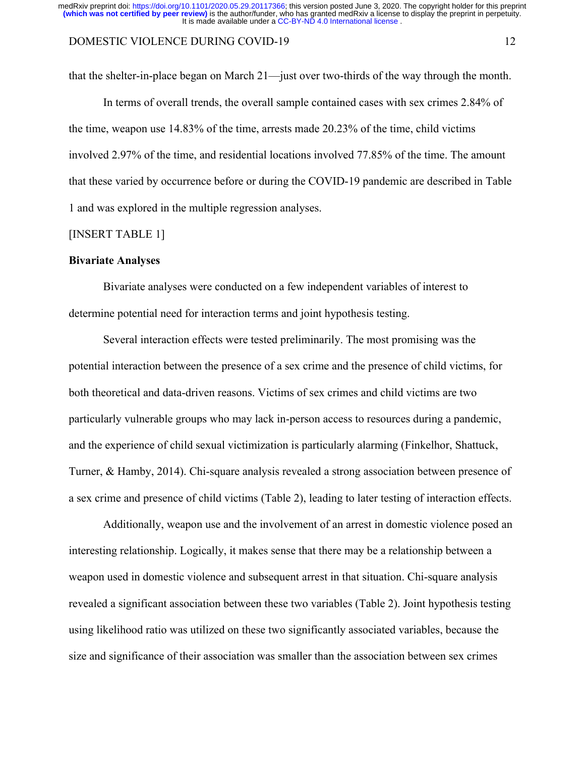that the shelter-in-place began on March 21—just over two-thirds of the way through the month.

In terms of overall trends, the overall sample contained cases with sex crimes 2.84% of the time, weapon use 14.83% of the time, arrests made 20.23% of the time, child victims involved 2.97% of the time, and residential locations involved 77.85% of the time. The amount that these varied by occurrence before or during the COVID-19 pandemic are described in Table 1 and was explored in the multiple regression analyses.

[INSERT TABLE 1]

**Bivariate Analyses**

Bivariate analyses were conducted on a few independent variables of interest to determine potential need for interaction terms and joint hypothesis testing.

Several interaction effects were tested preliminarily. The most promising was the potential interaction between the presence of a sex crime and the presence of child victims, for both theoretical and data-driven reasons. Victims of sex crimes and child victims are two particularly vulnerable groups who may lack in-person access to resources during a pandemic, and the experience of child sexual victimization is particularly alarming (Finkelhor, Shattuck, Turner, & Hamby, 2014). Chi-square analysis revealed a strong association between presence of a sex crime and presence of child victims (Table 2), leading to later testing of interaction effects.

Additionally, weapon use and the involvement of an arrest in domestic violence posed an interesting relationship. Logically, it makes sense that there may be a relationship between a weapon used in domestic violence and subsequent arrest in that situation. Chi-square analysis revealed a significant association between these two variables (Table 2). Joint hypothesis testing using likelihood ratio was utilized on these two significantly associated variables, because the size and significance of their association was smaller than the association between sex crimes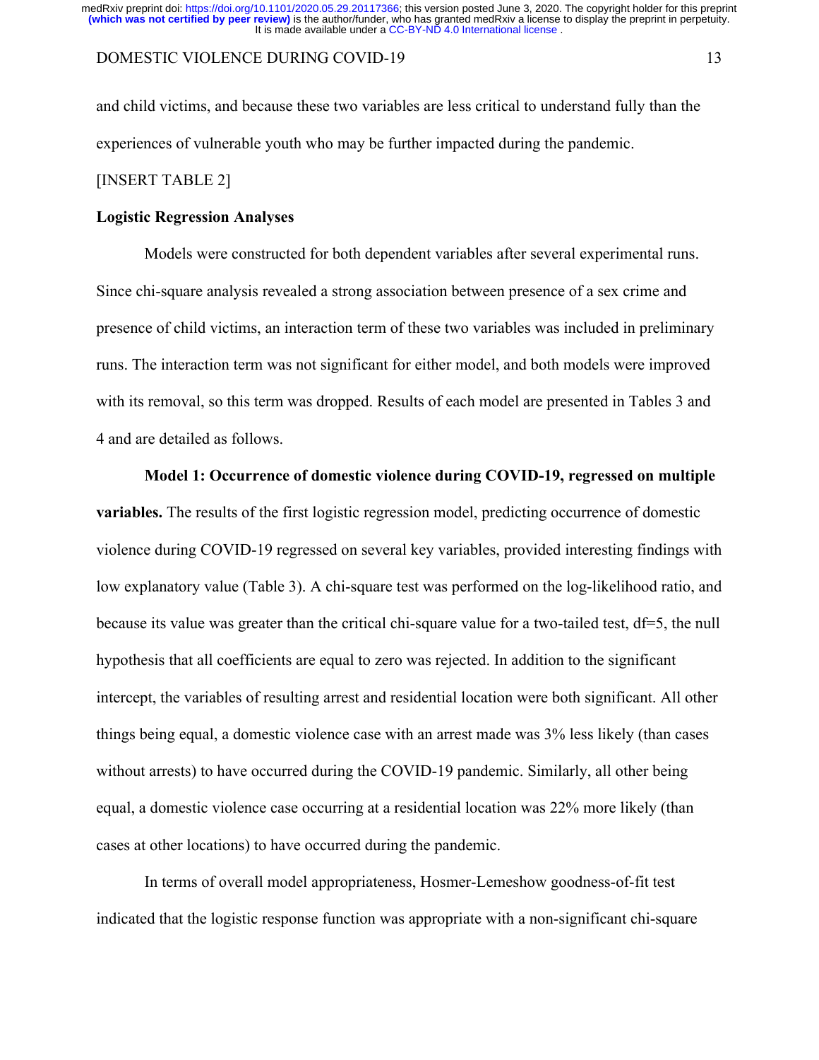and child victims, and because these two variables are less critical to understand fully than the experiences of vulnerable youth who may be further impacted during the pandemic.

[INSERT TABLE 2]

**Logistic Regression Analyses**

Models were constructed for both dependent variables after several experimental runs. Since chi-square analysis revealed a strong association between presence of a sex crime and presence of child victims, an interaction term of these two variables was included in preliminary runs. The interaction term was not significant for either model, and both models were improved with its removal, so this term was dropped. Results of each model are presented in Tables 3 and 4 and are detailed as follows.

**Model 1: Occurrence of domestic violence during COVID-19, regressed on multiple variables.** The results of the first logistic regression model, predicting occurrence of domestic violence during COVID-19 regressed on several key variables, provided interesting findings with low explanatory value (Table 3). A chi-square test was performed on the log-likelihood ratio, and because its value was greater than the critical chi-square value for a two-tailed test, df=5, the null hypothesis that all coefficients are equal to zero was rejected. In addition to the significant intercept, the variables of resulting arrest and residential location were both significant. All other things being equal, a domestic violence case with an arrest made was 3% less likely (than cases without arrests) to have occurred during the COVID-19 pandemic. Similarly, all other being equal, a domestic violence case occurring at a residential location was 22% more likely (than cases at other locations) to have occurred during the pandemic.

In terms of overall model appropriateness, Hosmer-Lemeshow goodness-of-fit test indicated that the logistic response function was appropriate with a non-significant chi-square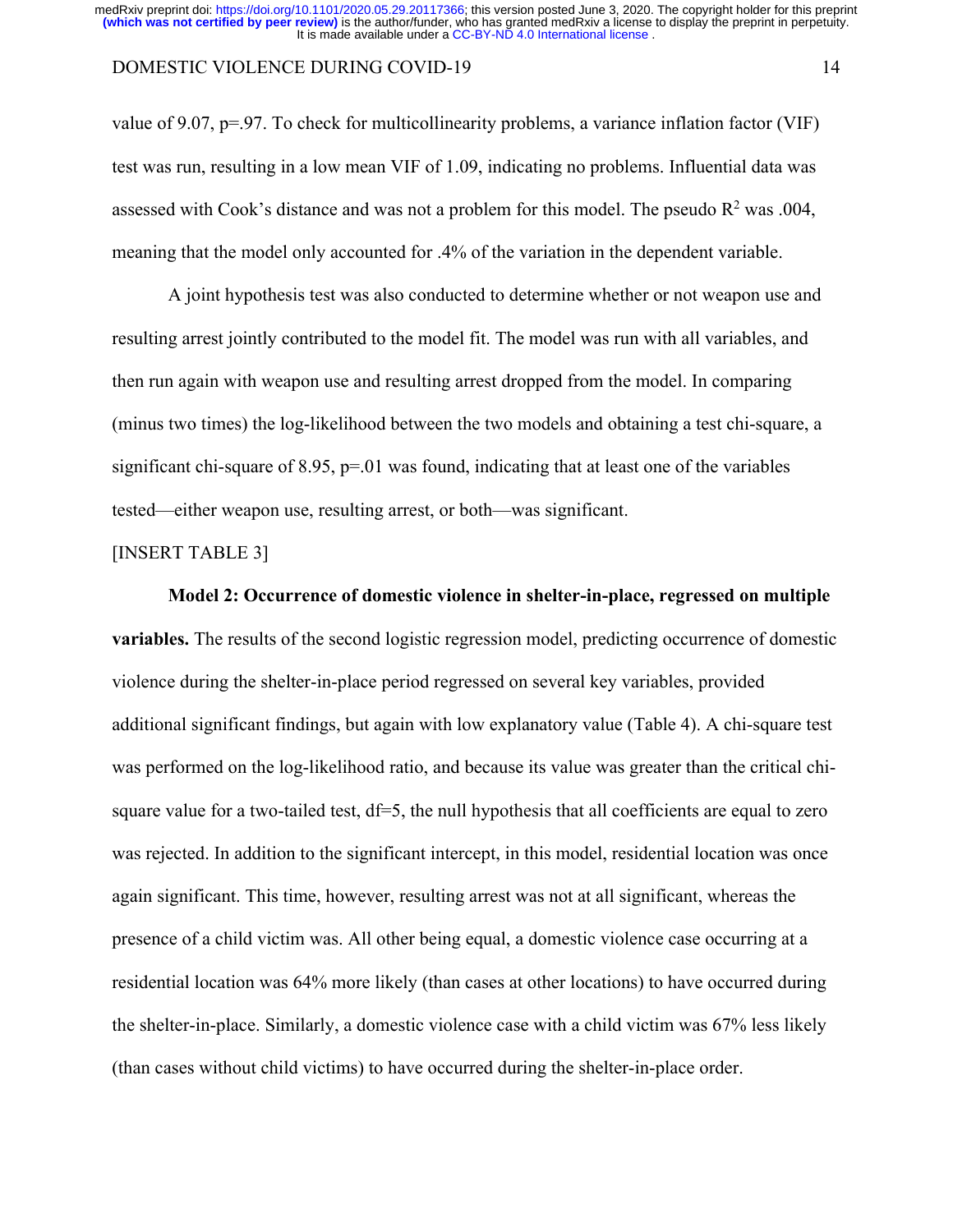value of 9.07, p=.97. To check for multicollinearity problems, a variance inflation factor (VIF) test was run, resulting in a low mean VIF of 1.09, indicating no problems. Influential data was assessed with Cook's distance and was not a problem for this model. The pseudo $R^2$ was .004, meaning that the model only accounted for .4% of the variation in the dependent variable.

A joint hypothesis test was also conducted to determine whether or not weapon use and resulting arrest jointly contributed to the model fit. The model was run with all variables, and then run again with weapon use and resulting arrest dropped from the model. In comparing (minus two times) the log-likelihood between the two models and obtaining a test chi-square, a significant chi-square of 8.95, p=.01 was found, indicating that at least one of the variables tested—either weapon use, resulting arrest, or both—was significant.

[INSERT TABLE 3]

**Model 2: Occurrence of domestic violence in shelter-in-place, regressed on multiple variables.** The results of the second logistic regression model, predicting occurrence of domestic violence during the shelter-in-place period regressed on several key variables, provided additional significant findings, but again with low explanatory value (Table 4). A chi-square test was performed on the log-likelihood ratio, and because its value was greater than the critical chi-square value for a two-tailed test, df=5, the null hypothesis that all coefficients are equal to zero was rejected. In addition to the significant intercept, in this model, residential location was once again significant. This time, however, resulting arrest was not at all significant, whereas the presence of a child victim was. All other being equal, a domestic violence case occurring at a residential location was 64% more likely (than cases at other locations) to have occurred during the shelter-in-place. Similarly, a domestic violence case with a child victim was 67% less likely (than cases without child victims) to have occurred during the shelter-in-place order.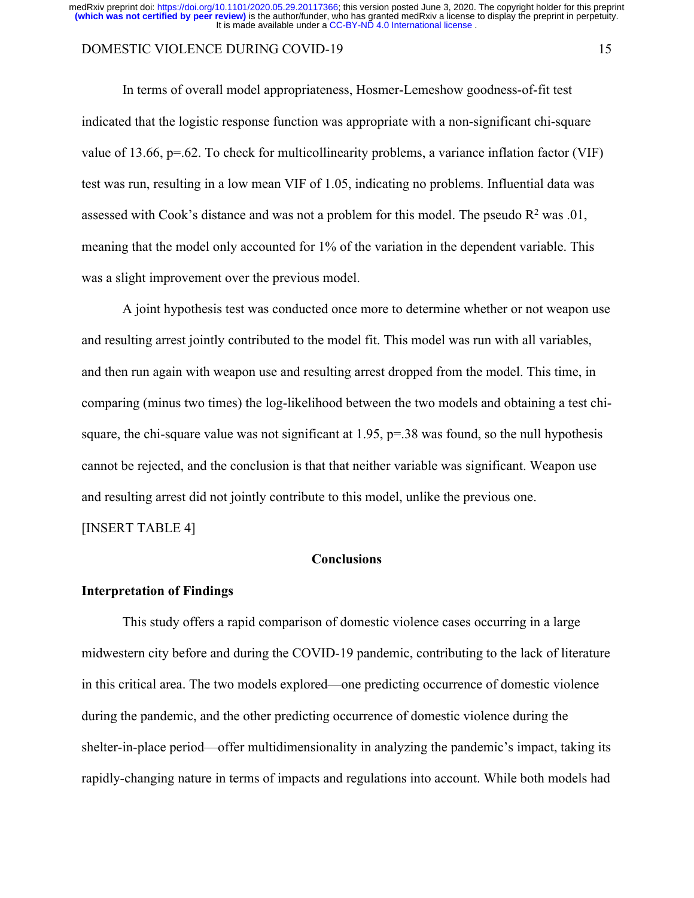In terms of overall model appropriateness, Hosmer-Lemeshow goodness-of-fit test indicated that the logistic response function was appropriate with a non-significant chi-square value of 13.66, p=.62. To check for multicollinearity problems, a variance inflation factor (VIF) test was run, resulting in a low mean VIF of 1.05, indicating no problems. Influential data was assessed with Cook's distance and was not a problem for this model. The pseudo $R^2$ was .01, meaning that the model only accounted for 1% of the variation in the dependent variable. This was a slight improvement over the previous model.

A joint hypothesis test was conducted once more to determine whether or not weapon use and resulting arrest jointly contributed to the model fit. This model was run with all variables, and then run again with weapon use and resulting arrest dropped from the model. This time, in comparing (minus two times) the log-likelihood between the two models and obtaining a test chi-square, the chi-square value was not significant at 1.95, p=.38 was found, so the null hypothesis cannot be rejected, and the conclusion is that that neither variable was significant. Weapon use and resulting arrest did not jointly contribute to this model, unlike the previous one.

[INSERT TABLE 4]

## Conclusions

### Interpretation of Findings

This study offers a rapid comparison of domestic violence cases occurring in a large midwestern city before and during the COVID-19 pandemic, contributing to the lack of literature in this critical area. The two models explored—one predicting occurrence of domestic violence during the pandemic, and the other predicting occurrence of domestic violence during the shelter-in-place period—offer multidimensionality in analyzing the pandemic's impact, taking its rapidly-changing nature in terms of impacts and regulations into account. While both models had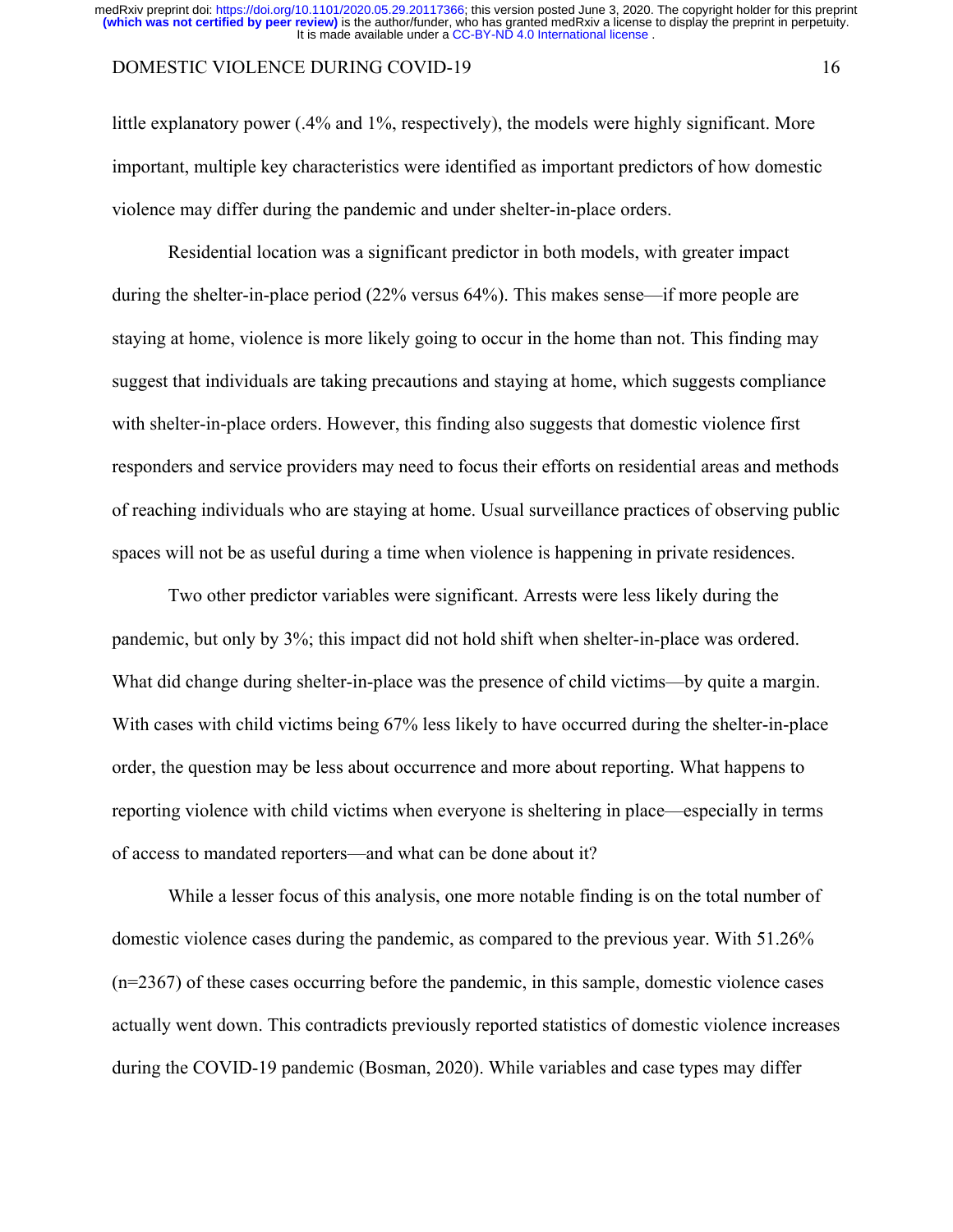little explanatory power (.4% and 1%, respectively), the models were highly significant. More important, multiple key characteristics were identified as important predictors of how domestic violence may differ during the pandemic and under shelter-in-place orders.

Residential location was a significant predictor in both models, with greater impact during the shelter-in-place period (22% versus 64%). This makes sense—if more people are staying at home, violence is more likely going to occur in the home than not. This finding may suggest that individuals are taking precautions and staying at home, which suggests compliance with shelter-in-place orders. However, this finding also suggests that domestic violence first responders and service providers may need to focus their efforts on residential areas and methods of reaching individuals who are staying at home. Usual surveillance practices of observing public spaces will not be as useful during a time when violence is happening in private residences.

Two other predictor variables were significant. Arrests were less likely during the pandemic, but only by 3%; this impact did not hold shift when shelter-in-place was ordered. What did change during shelter-in-place was the presence of child victims—by quite a margin. With cases with child victims being 67% less likely to have occurred during the shelter-in-place order, the question may be less about occurrence and more about reporting. What happens to reporting violence with child victims when everyone is sheltering in place—especially in terms of access to mandated reporters—and what can be done about it?

While a lesser focus of this analysis, one more notable finding is on the total number of domestic violence cases during the pandemic, as compared to the previous year. With 51.26% (n=2367) of these cases occurring before the pandemic, in this sample, domestic violence cases actually went down. This contradicts previously reported statistics of domestic violence increases during the COVID-19 pandemic (Bosman, 2020). While variables and case types may differ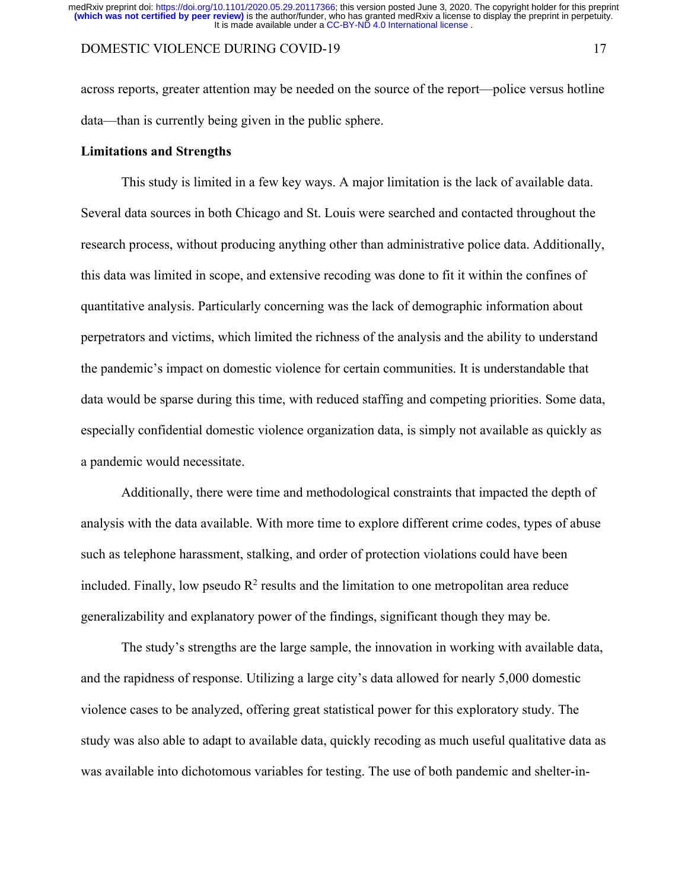across reports, greater attention may be needed on the source of the report—police versus hotline data—than is currently being given in the public sphere.

**Limitations and Strengths**

This study is limited in a few key ways. A major limitation is the lack of available data. Several data sources in both Chicago and St. Louis were searched and contacted throughout the research process, without producing anything other than administrative police data. Additionally, this data was limited in scope, and extensive recoding was done to fit it within the confines of quantitative analysis. Particularly concerning was the lack of demographic information about perpetrators and victims, which limited the richness of the analysis and the ability to understand the pandemic's impact on domestic violence for certain communities. It is understandable that data would be sparse during this time, with reduced staffing and competing priorities. Some data, especially confidential domestic violence organization data, is simply not available as quickly as a pandemic would necessitate.

Additionally, there were time and methodological constraints that impacted the depth of analysis with the data available. With more time to explore different crime codes, types of abuse such as telephone harassment, stalking, and order of protection violations could have been included. Finally, low pseudo $R^2$ results and the limitation to one metropolitan area reduce generalizability and explanatory power of the findings, significant though they may be.

The study's strengths are the large sample, the innovation in working with available data, and the rapidness of response. Utilizing a large city's data allowed for nearly 5,000 domestic violence cases to be analyzed, offering great statistical power for this exploratory study. The study was also able to adapt to available data, quickly recoding as much useful qualitative data as was available into dichotomous variables for testing. The use of both pandemic and shelter-in-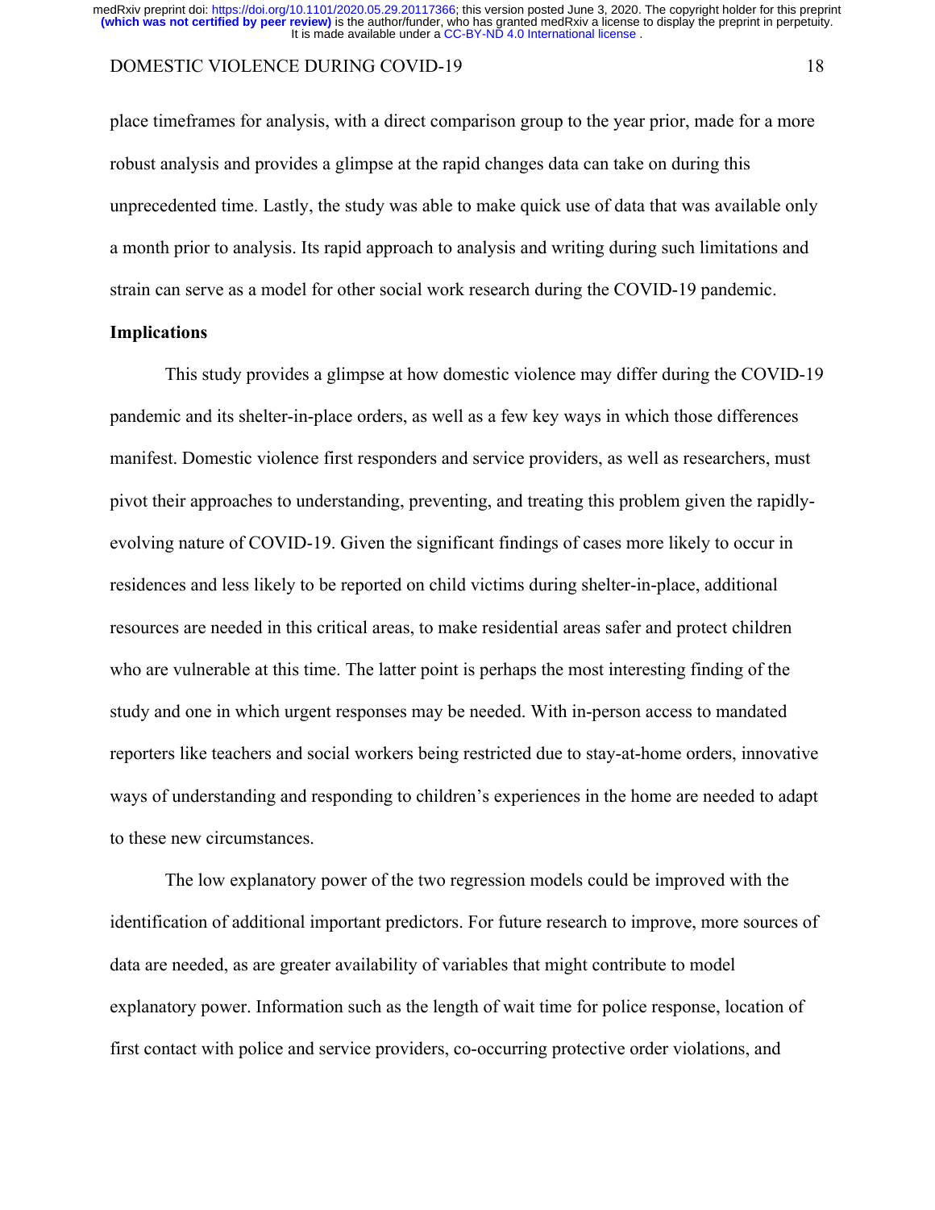place timeframes for analysis, with a direct comparison group to the year prior, made for a more robust analysis and provides a glimpse at the rapid changes data can take on during this unprecedented time. Lastly, the study was able to make quick use of data that was available only a month prior to analysis. Its rapid approach to analysis and writing during such limitations and strain can serve as a model for other social work research during the COVID-19 pandemic.

**Implications**

This study provides a glimpse at how domestic violence may differ during the COVID-19 pandemic and its shelter-in-place orders, as well as a few key ways in which those differences manifest. Domestic violence first responders and service providers, as well as researchers, must pivot their approaches to understanding, preventing, and treating this problem given the rapidly-evolving nature of COVID-19. Given the significant findings of cases more likely to occur in residences and less likely to be reported on child victims during shelter-in-place, additional resources are needed in this critical areas, to make residential areas safer and protect children who are vulnerable at this time. The latter point is perhaps the most interesting finding of the study and one in which urgent responses may be needed. With in-person access to mandated reporters like teachers and social workers being restricted due to stay-at-home orders, innovative ways of understanding and responding to children's experiences in the home are needed to adapt to these new circumstances.

The low explanatory power of the two regression models could be improved with the identification of additional important predictors. For future research to improve, more sources of data are needed, as are greater availability of variables that might contribute to model explanatory power. Information such as the length of wait time for police response, location of first contact with police and service providers, co-occurring protective order violations, and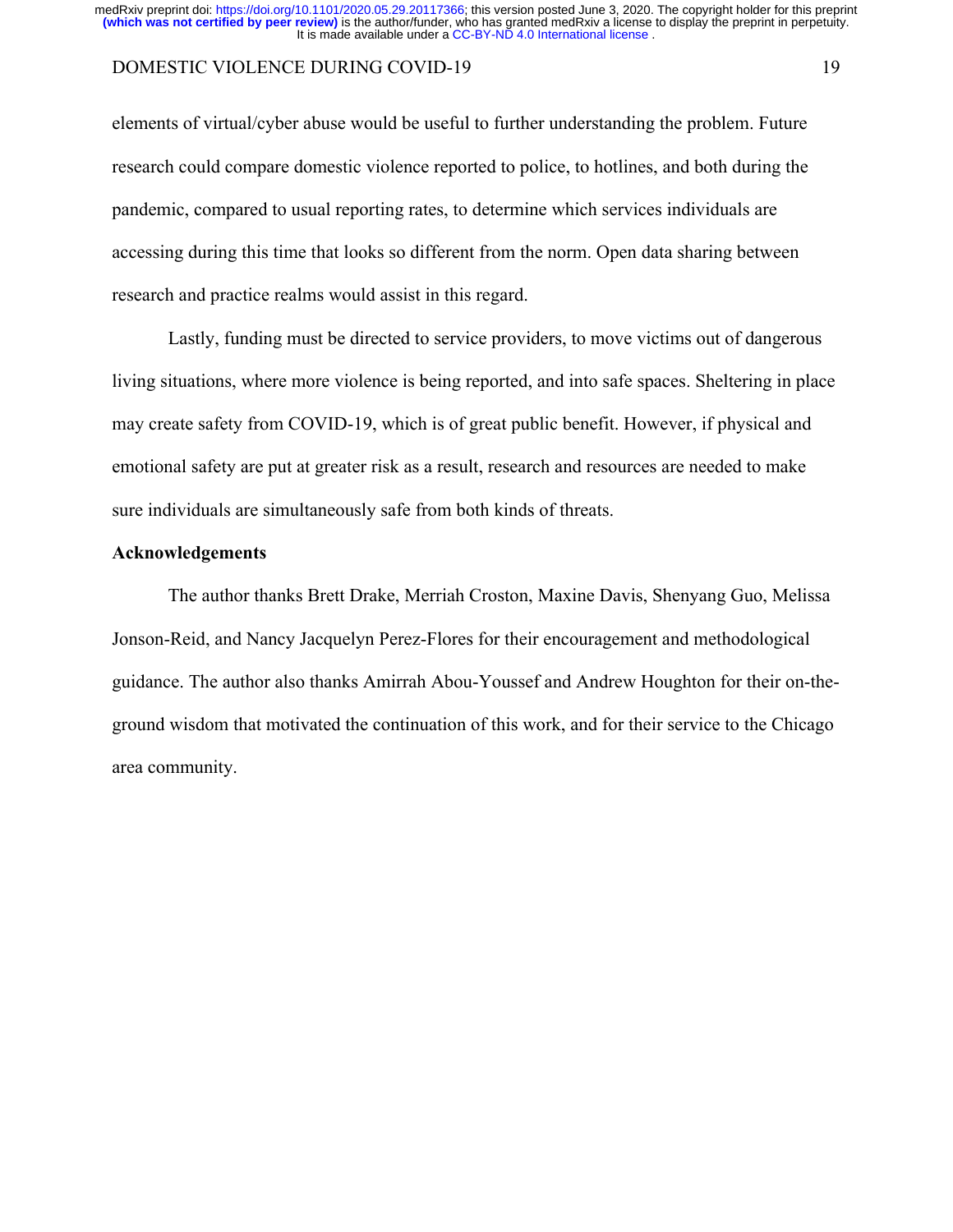elements of virtual/cyber abuse would be useful to further understanding the problem. Future research could compare domestic violence reported to police, to hotlines, and both during the pandemic, compared to usual reporting rates, to determine which services individuals are accessing during this time that looks so different from the norm. Open data sharing between research and practice realms would assist in this regard.

Lastly, funding must be directed to service providers, to move victims out of dangerous living situations, where more violence is being reported, and into safe spaces. Sheltering in place may create safety from COVID-19, which is of great public benefit. However, if physical and emotional safety are put at greater risk as a result, research and resources are needed to make sure individuals are simultaneously safe from both kinds of threats.

## Acknowledgements

The author thanks Brett Drake, Merriah Croston, Maxine Davis, Shenyang Guo, Melissa Jonson-Reid, and Nancy Jacquelyn Perez-Flores for their encouragement and methodological guidance. The author also thanks Amirrah Abou-Youssef and Andrew Houghton for their on-the-ground wisdom that motivated the continuation of this work, and for their service to the Chicago area community.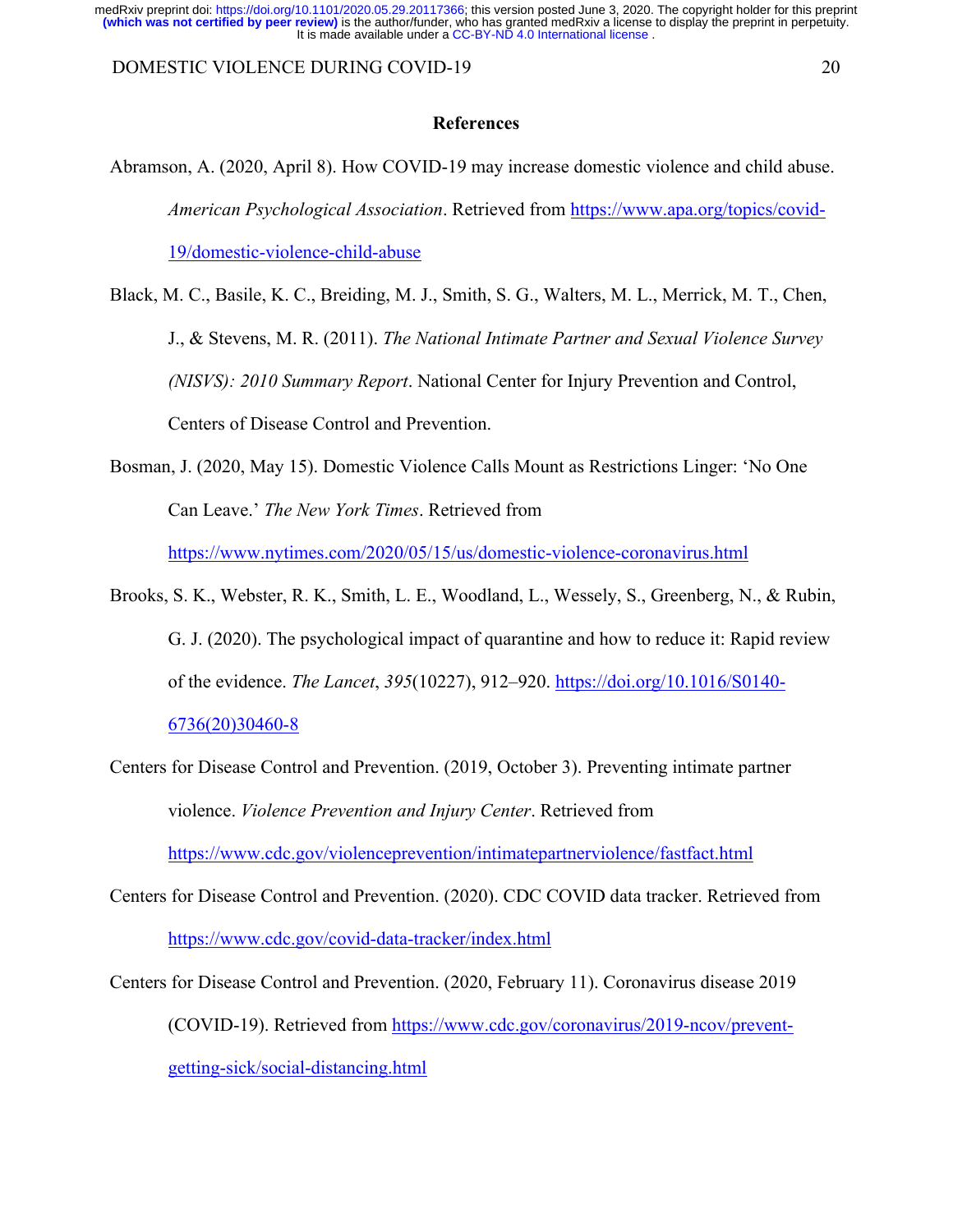## References

Abramson, A. (2020, April 8). How COVID-19 may increase domestic violence and child abuse. *American Psychological Association*. Retrieved from https://www.apa.org/topics/covid-19/domestic-violence-child-abuse

Black, M. C., Basile, K. C., Breiding, M. J., Smith, S. G., Walters, M. L., Merrick, M. T., Chen, J., & Stevens, M. R. (2011). *The National Intimate Partner and Sexual Violence Survey (NISVS): 2010 Summary Report*. National Center for Injury Prevention and Control, Centers of Disease Control and Prevention.

Bosman, J. (2020, May 15). Domestic Violence Calls Mount as Restrictions Linger: 'No One Can Leave.' *The New York Times*. Retrieved from https://www.nytimes.com/2020/05/15/us/domestic-violence-coronavirus.html

Brooks, S. K., Webster, R. K., Smith, L. E., Woodland, L., Wessely, S., Greenberg, N., & Rubin, G. J. (2020). The psychological impact of quarantine and how to reduce it: Rapid review of the evidence. *The Lancet*, *395*(10227), 912–920. https://doi.org/10.1016/S0140-6736(20)30460-8

Centers for Disease Control and Prevention. (2019, October 3). Preventing intimate partner violence. *Violence Prevention and Injury Center*. Retrieved from https://www.cdc.gov/violenceprevention/intimatepartnerviolence/fastfact.html

Centers for Disease Control and Prevention. (2020). CDC COVID data tracker. Retrieved from https://www.cdc.gov/covid-data-tracker/index.html

Centers for Disease Control and Prevention. (2020, February 11). Coronavirus disease 2019 (COVID-19). Retrieved from https://www.cdc.gov/coronavirus/2019-ncov/prevent-getting-sick/social-distancing.html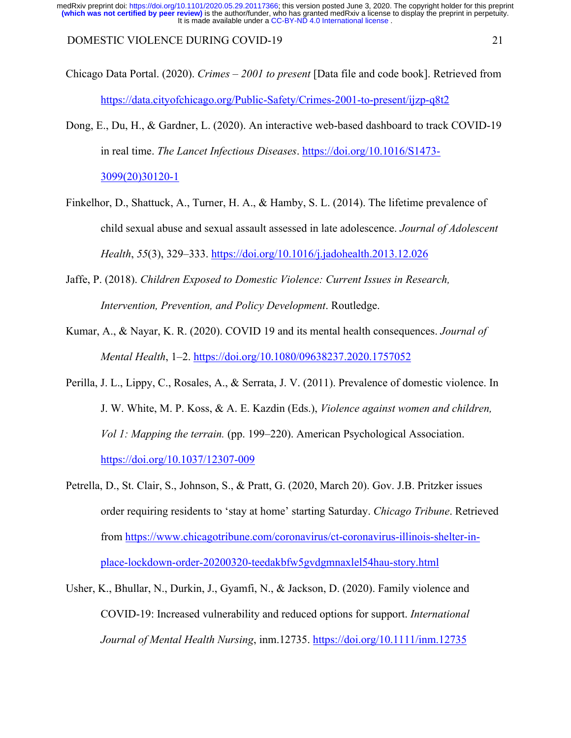Chicago Data Portal. (2020). *Crimes – 2001 to present* [Data file and code book]. Retrieved from https://data.cityofchicago.org/Public-Safety/Crimes-2001-to-present/ijzp-q8t2

Dong, E., Du, H., & Gardner, L. (2020). An interactive web-based dashboard to track COVID-19 in real time. *The Lancet Infectious Diseases*. https://doi.org/10.1016/S1473-3099(20)30120-1

Finkelhor, D., Shattuck, A., Turner, H. A., & Hamby, S. L. (2014). The lifetime prevalence of child sexual abuse and sexual assault assessed in late adolescence. *Journal of Adolescent Health*, *55*(3), 329–333. https://doi.org/10.1016/j.jadohealth.2013.12.026

Jaffe, P. (2018). *Children Exposed to Domestic Violence: Current Issues in Research, Intervention, Prevention, and Policy Development*. Routledge.

Kumar, A., & Nayar, K. R. (2020). COVID 19 and its mental health consequences. *Journal of Mental Health*, 1–2. https://doi.org/10.1080/09638237.2020.1757052

Perilla, J. L., Lippy, C., Rosales, A., & Serrata, J. V. (2011). Prevalence of domestic violence. In J. W. White, M. P. Koss, & A. E. Kazdin (Eds.), *Violence against women and children, Vol 1: Mapping the terrain.* (pp. 199–220). American Psychological Association. https://doi.org/10.1037/12307-009

Petrella, D., St. Clair, S., Johnson, S., & Pratt, G. (2020, March 20). Gov. J.B. Pritzker issues order requiring residents to 'stay at home' starting Saturday. *Chicago Tribune*. Retrieved from https://www.chicagotribune.com/coronavirus/ct-coronavirus-illinois-shelter-in-place-lockdown-order-20200320-teedakbfw5gvdgmnaxlel54hau-story.html

Usher, K., Bhullar, N., Durkin, J., Gyamfi, N., & Jackson, D. (2020). Family violence and COVID-19: Increased vulnerability and reduced options for support. *International Journal of Mental Health Nursing*, inm.12735. https://doi.org/10.1111/inm.12735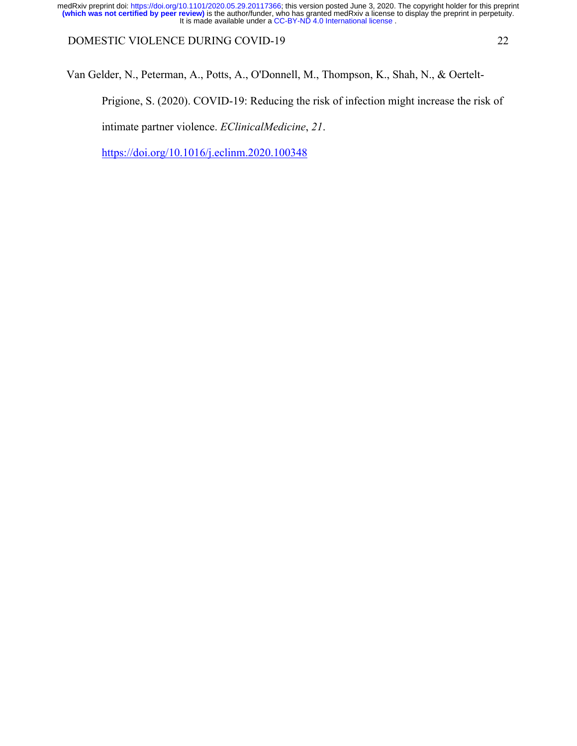Van Gelder, N., Peterman, A., Potts, A., O'Donnell, M., Thompson, K., Shah, N., & Oertelt-Prigione, S. (2020). COVID-19: Reducing the risk of infection might increase the risk of intimate partner violence. *EClinicalMedicine*, *21*. https://doi.org/10.1016/j.eclinm.2020.100348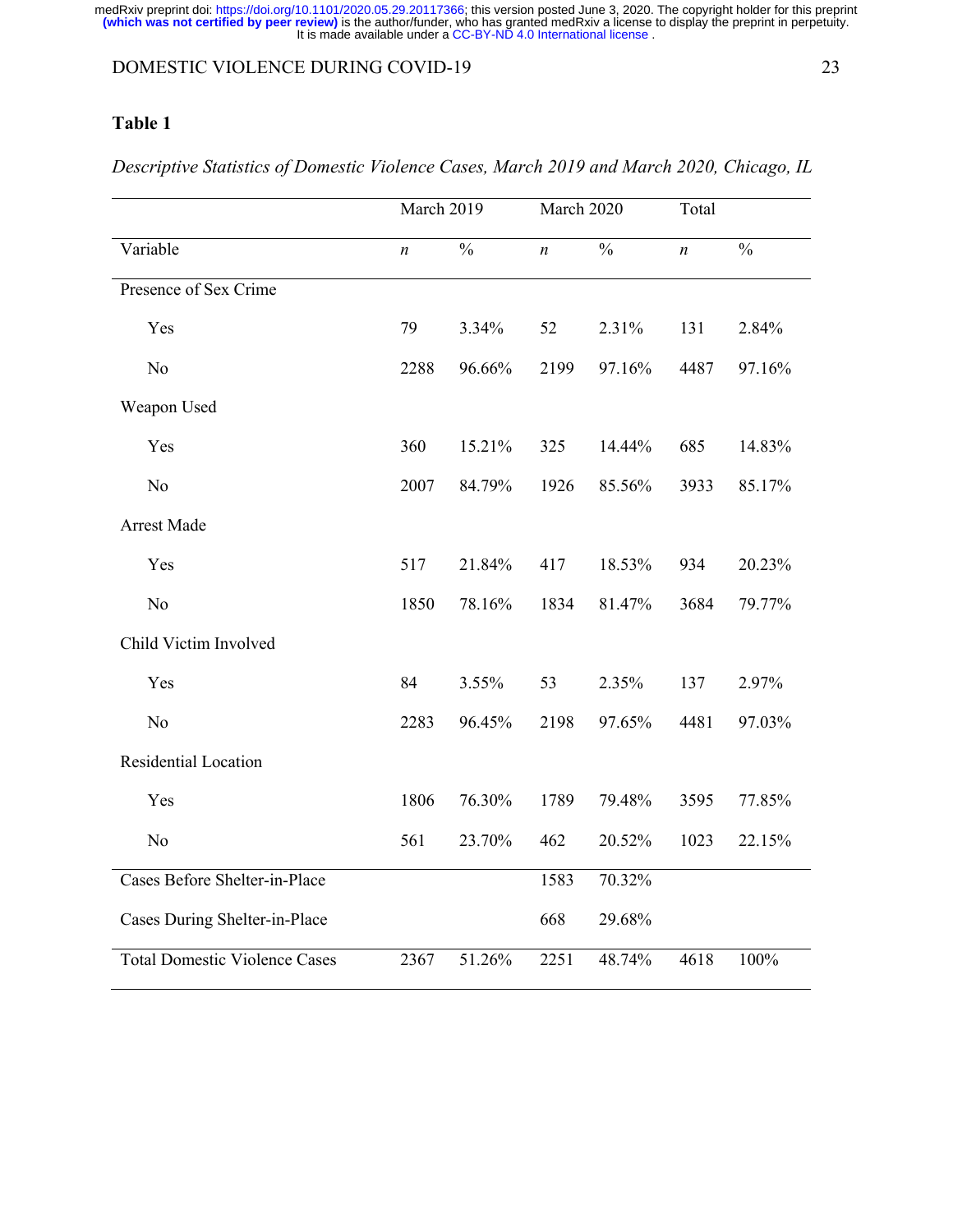**Table 1**

*Descriptive Statistics of Domestic Violence Cases, March 2019 and March 2020, Chicago, IL*

| | March 2019 | | March 2020 | | Total | |
|---|---|---|---|---|---|---|
| Variable | *n* | % | *n* | % | *n* | % |
| Presence of Sex Crime | | | | | | |
| Yes | 79 | 3.34% | 52 | 2.31% | 131 | 2.84% |
| No | 2288 | 96.66% | 2199 | 97.16% | 4487 | 97.16% |
| Weapon Used | | | | | | |
| Yes | 360 | 15.21% | 325 | 14.44% | 685 | 14.83% |
| No | 2007 | 84.79% | 1926 | 85.56% | 3933 | 85.17% |
| Arrest Made | | | | | | |
| Yes | 517 | 21.84% | 417 | 18.53% | 934 | 20.23% |
| No | 1850 | 78.16% | 1834 | 81.47% | 3684 | 79.77% |
| Child Victim Involved | | | | | | |
| Yes | 84 | 3.55% | 53 | 2.35% | 137 | 2.97% |
| No | 2283 | 96.45% | 2198 | 97.65% | 4481 | 97.03% |
| Residential Location | | | | | | |
| Yes | 1806 | 76.30% | 1789 | 79.48% | 3595 | 77.85% |
| No | 561 | 23.70% | 462 | 20.52% | 1023 | 22.15% |
| Cases Before Shelter-in-Place | | | 1583 | 70.32% | | |
| Cases During Shelter-in-Place | | | 668 | 29.68% | | |
| Total Domestic Violence Cases | 2367 | 51.26% | 2251 | 48.74% | 4618 | 100% |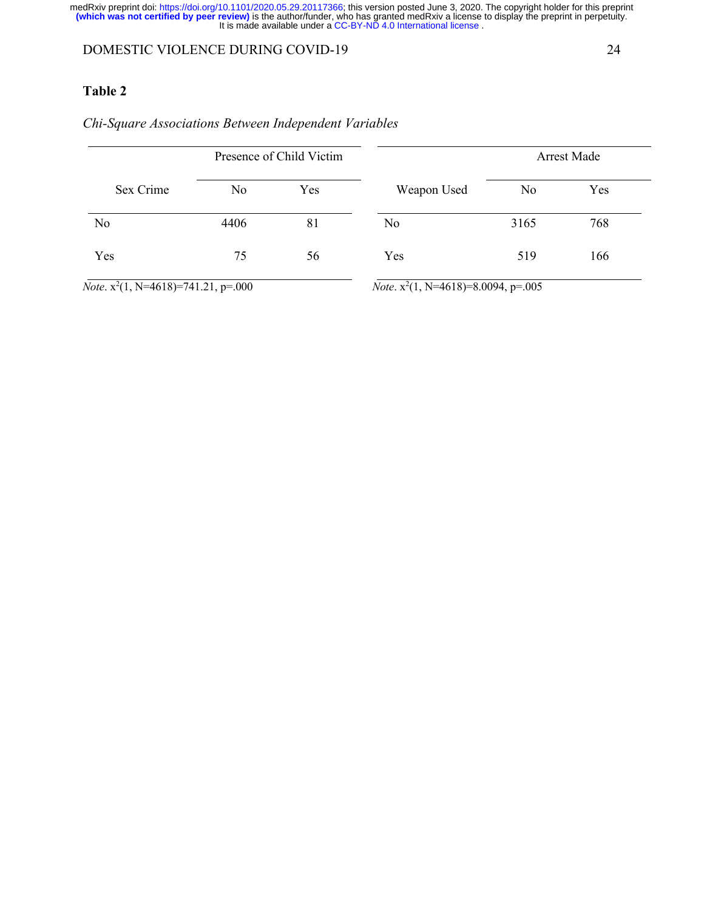**Table 2**

*Chi-Square Associations Between Independent Variables*

| | Presence of Child Victim | |
|---|---|---|
| Sex Crime | No | Yes |
| No | 4406 | 81 |
| Yes | 75 | 56 |

*Note*. $x^2(1, N=4618)=741.21, p=.000$

| | Arrest Made | |
|---|---|---|
| Weapon Used | No | Yes |
| No | 3165 | 768 |
| Yes | 519 | 166 |

*Note*. $x^2(1, N=4618)=8.0094, p=.005$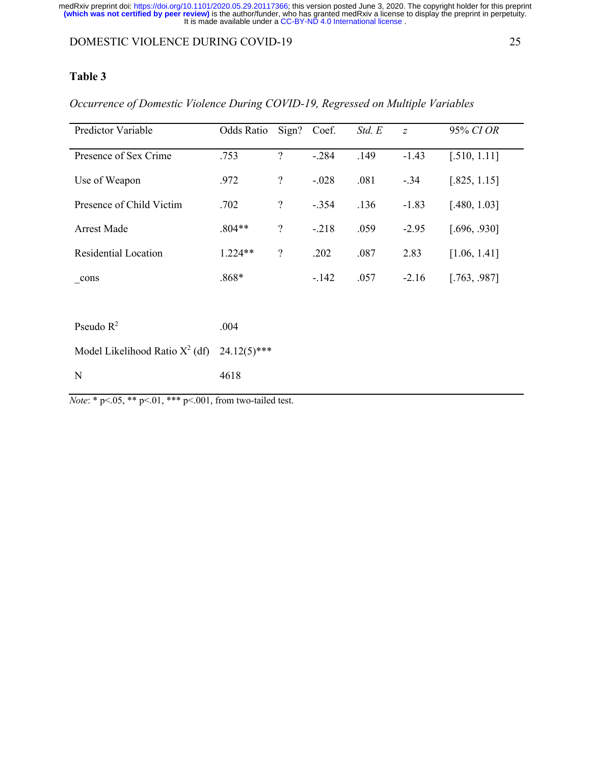**Table 3**

*Occurrence of Domestic Violence During COVID-19, Regressed on Multiple Variables*

| Predictor Variable | Odds Ratio | Sign? | Coef. | *Std. E* | *z* | 95% *CI OR* |
|---|---|---|---|---|---|---|
| Presence of Sex Crime | .753 | ? | -.284 | .149 | -1.43 | [.510, 1.11] |
| Use of Weapon | .972 | ? | -.028 | .081 | -.34 | [.825, 1.15] |
| Presence of Child Victim | .702 | ? | -.354 | .136 | -1.83 | [.480, 1.03] |
| Arrest Made | .804** | ? | -.218 | .059 | -2.95 | [.696, .930] |
| Residential Location | 1.224** | ? | .202 | .087 | 2.83 | [1.06, 1.41] |
| _cons | .868* | | -.142 | .057 | -2.16 | [.763, .987] |
| | | | | | | |
| Pseudo $R^2$ | .004 | | | | | |
| Model Likelihood Ratio $X^2$ (df) | 24.12(5)*** | | | | | |
| N | 4618 | | | | | |

*Note*: * p<.05, ** p<.01, *** p<.001, from two-tailed test.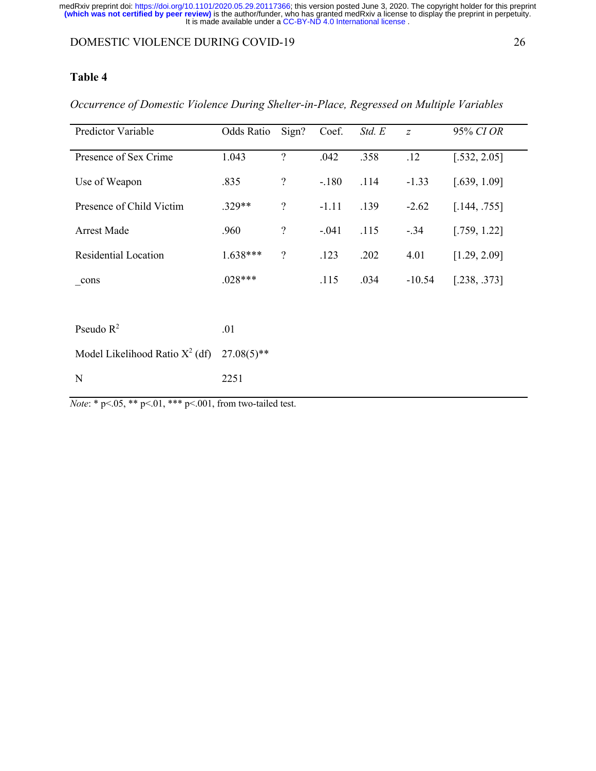**Table 4**

*Occurrence of Domestic Violence During Shelter-in-Place, Regressed on Multiple Variables*

| Predictor Variable | Odds Ratio | Sign? | Coef. | *Std. E* | *z* | 95% *CI OR* |
|---|---|---|---|---|---|---|
| Presence of Sex Crime | 1.043 | ? | .042 | .358 | .12 | [.532, 2.05] |
| Use of Weapon | .835 | ? | -.180 | .114 | -1.33 | [.639, 1.09] |
| Presence of Child Victim | .329** | ? | -1.11 | .139 | -2.62 | [.144, .755] |
| Arrest Made | .960 | ? | -.041 | .115 | -.34 | [.759, 1.22] |
| Residential Location | 1.638*** | ? | .123 | .202 | 4.01 | [1.29, 2.09] |
| _cons | .028*** | | .115 | .034 | -10.54 | [.238, .373] |
| | | | | | | |
| Pseudo $R^2$ | .01 | | | | | |
| Model Likelihood Ratio $X^2$ (df) | 27.08(5)** | | | | | |
| N | 2251 | | | | | |

*Note*: * p<.05, ** p<.01, *** p<.001, from two-tailed test.